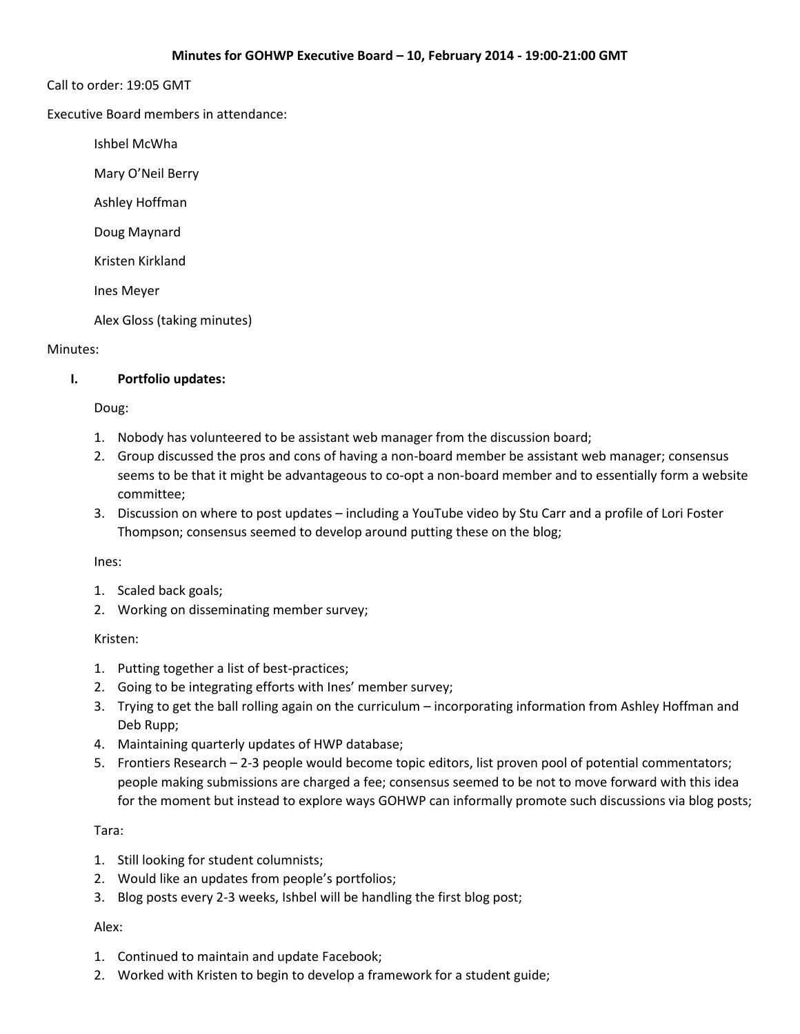**Minutes for GOHWP Executive Board – 10, February 2014 - 19:00-21:00 GMT**

Call to order: 19:05 GMT

Executive Board members in attendance:

Ishbel McWha

Mary O'Neil Berry

Ashley Hoffman

Doug Maynard

Kristen Kirkland

Ines Meyer

Alex Gloss (taking minutes)

Minutes:

**I. Portfolio updates:**

Doug:

1. Nobody has volunteered to be assistant web manager from the discussion board;
2. Group discussed the pros and cons of having a non-board member be assistant web manager; consensus seems to be that it might be advantageous to co-opt a non-board member and to essentially form a website committee;
3. Discussion on where to post updates – including a YouTube video by Stu Carr and a profile of Lori Foster Thompson; consensus seemed to develop around putting these on the blog;

Ines:

1. Scaled back goals;
2. Working on disseminating member survey;

Kristen:

1. Putting together a list of best-practices;
2. Going to be integrating efforts with Ines' member survey;
3. Trying to get the ball rolling again on the curriculum – incorporating information from Ashley Hoffman and Deb Rupp;
4. Maintaining quarterly updates of HWP database;
5. Frontiers Research – 2-3 people would become topic editors, list proven pool of potential commentators; people making submissions are charged a fee; consensus seemed to be not to move forward with this idea for the moment but instead to explore ways GOHWP can informally promote such discussions via blog posts;

Tara:

1. Still looking for student columnists;
2. Would like an updates from people's portfolios;
3. Blog posts every 2-3 weeks, Ishbel will be handling the first blog post;

Alex:

1. Continued to maintain and update Facebook;
2. Worked with Kristen to begin to develop a framework for a student guide;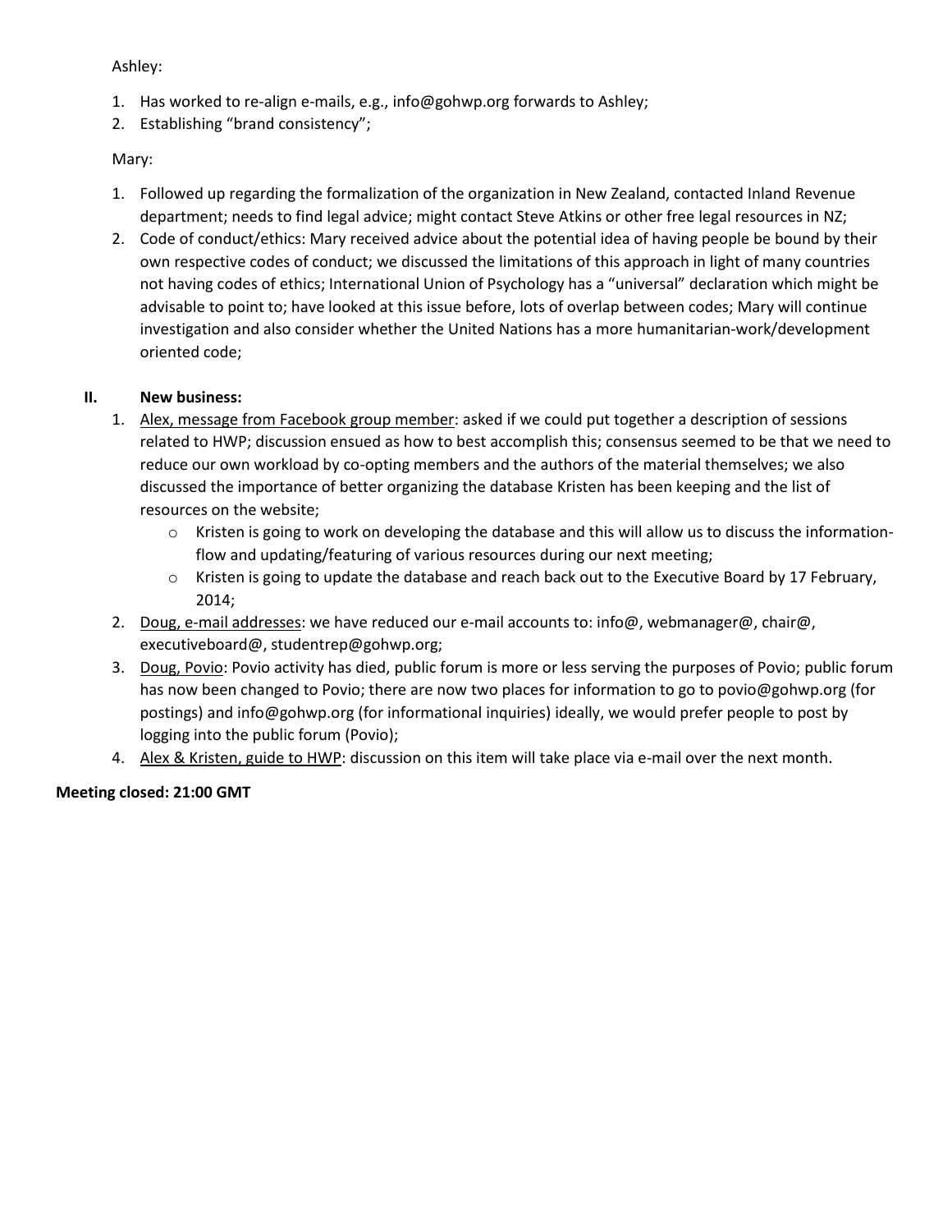Ashley:

1. Has worked to re-align e-mails, e.g., info@gohwp.org forwards to Ashley;
2. Establishing "brand consistency";

Mary:

1. Followed up regarding the formalization of the organization in New Zealand, contacted Inland Revenue department; needs to find legal advice; might contact Steve Atkins or other free legal resources in NZ;
2. Code of conduct/ethics: Mary received advice about the potential idea of having people be bound by their own respective codes of conduct; we discussed the limitations of this approach in light of many countries not having codes of ethics; International Union of Psychology has a "universal" declaration which might be advisable to point to; have looked at this issue before, lots of overlap between codes; Mary will continue investigation and also consider whether the United Nations has a more humanitarian-work/development oriented code;

**II. New business:**

1. <u>Alex, message from Facebook group member</u>: asked if we could put together a description of sessions related to HWP; discussion ensued as how to best accomplish this; consensus seemed to be that we need to reduce our own workload by co-opting members and the authors of the material themselves; we also discussed the importance of better organizing the database Kristen has been keeping and the list of resources on the website;
   - Kristen is going to work on developing the database and this will allow us to discuss the information-flow and updating/featuring of various resources during our next meeting;
   - Kristen is going to update the database and reach back out to the Executive Board by 17 February, 2014;
2. <u>Doug, e-mail addresses</u>: we have reduced our e-mail accounts to: info@, webmanager@, chair@, executiveboard@, studentrep@gohwp.org;
3. <u>Doug, Povio</u>: Povio activity has died, public forum is more or less serving the purposes of Povio; public forum has now been changed to Povio; there are now two places for information to go to povio@gohwp.org (for postings) and info@gohwp.org (for informational inquiries) ideally, we would prefer people to post by logging into the public forum (Povio);
4. <u>Alex & Kristen, guide to HWP</u>: discussion on this item will take place via e-mail over the next month.

**Meeting closed: 21:00 GMT**